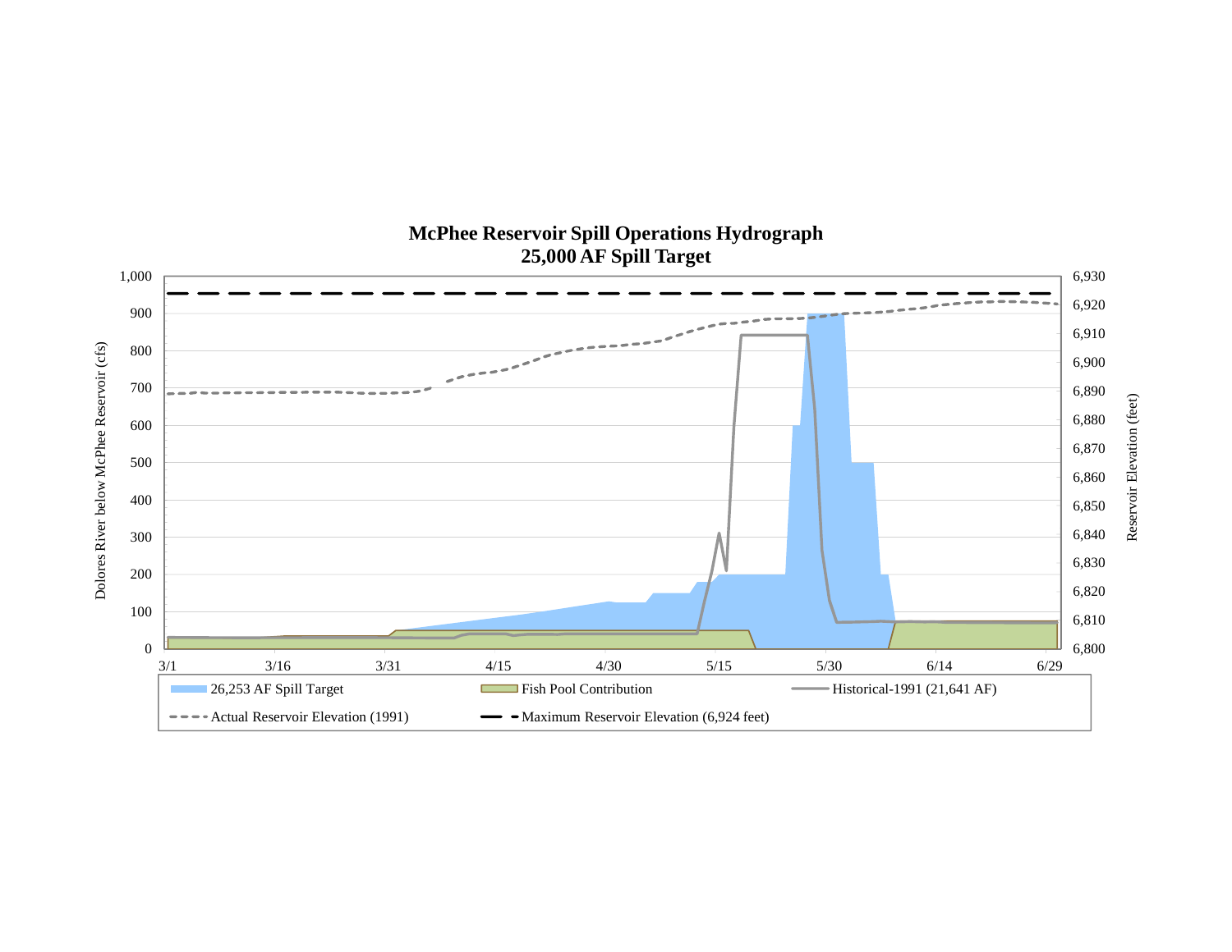## McPhee Reservoir Spill Operations Hydrograph
## 25,000 AF Spill Target

Dolores River below McPhee Reservoir (cfs): 0, 100, 200, 300, 400, 500, 600, 700, 800, 900, 1,000

Reservoir Elevation (feet): 6,800, 6,810, 6,820, 6,830, 6,840, 6,850, 6,860, 6,870, 6,880, 6,890, 6,900, 6,910, 6,920, 6,930

3/1, 3/16, 3/31, 4/15, 4/30, 5/15, 5/30, 6/14, 6/29

- 26,253 AF Spill Target
- Fish Pool Contribution
- Historical-1991 (21,641 AF)
- Actual Reservoir Elevation (1991)
- Maximum Reservoir Elevation (6,924 feet)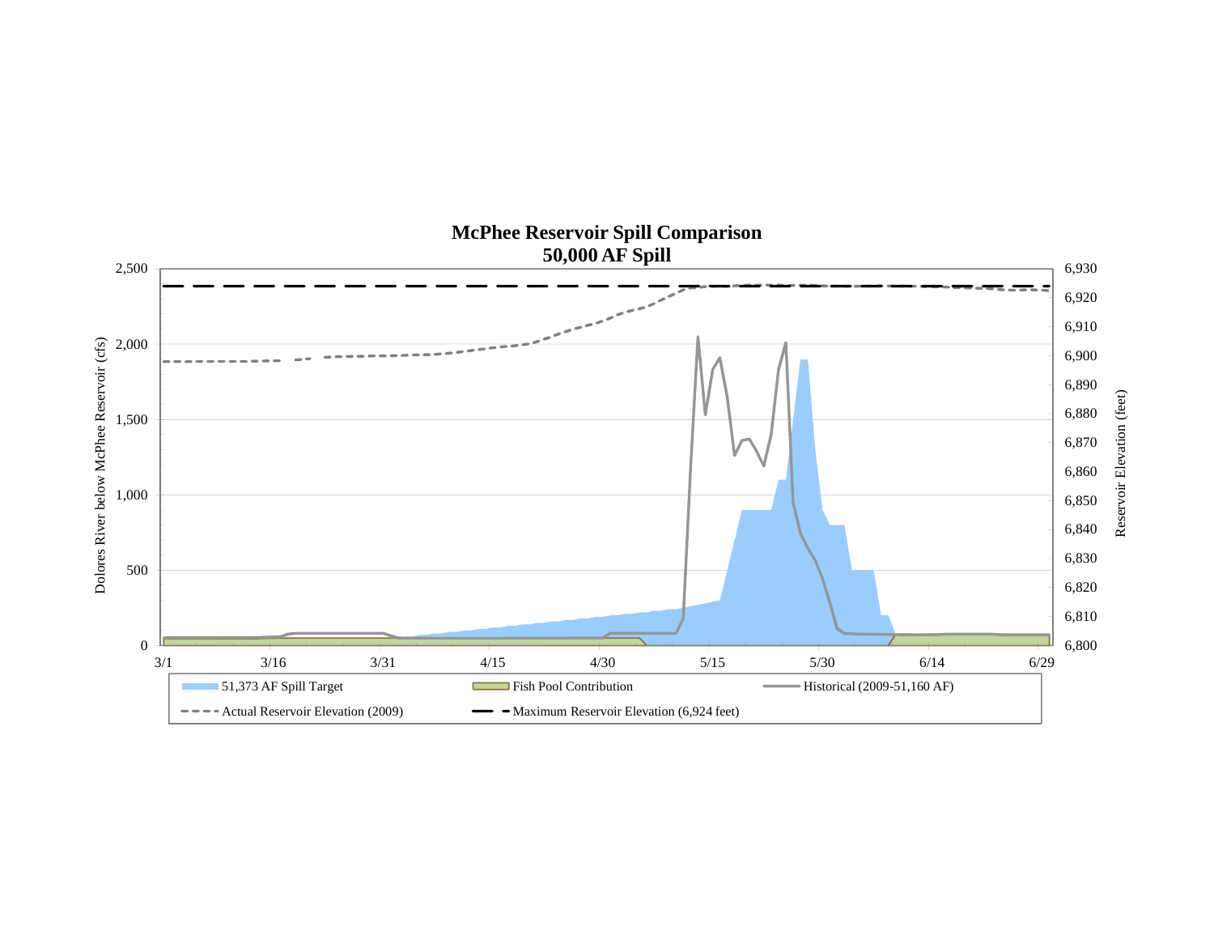## McPhee Reservoir Spill Comparison
## 50,000 AF Spill

Dolores River below McPhee Reservoir (cfs)

2,500
2,000
1,500
1,000
500
0

Reservoir Elevation (feet)

6,930
6,920
6,910
6,900
6,890
6,880
6,870
6,860
6,850
6,840
6,830
6,820
6,810
6,800

3/1 | 3/16 | 3/31 | 4/15 | 4/30 | 5/15 | 5/30 | 6/14 | 6/29

51,373 AF Spill Target | Fish Pool Contribution | Historical (2009-51,160 AF)

Actual Reservoir Elevation (2009) | Maximum Reservoir Elevation (6,924 feet)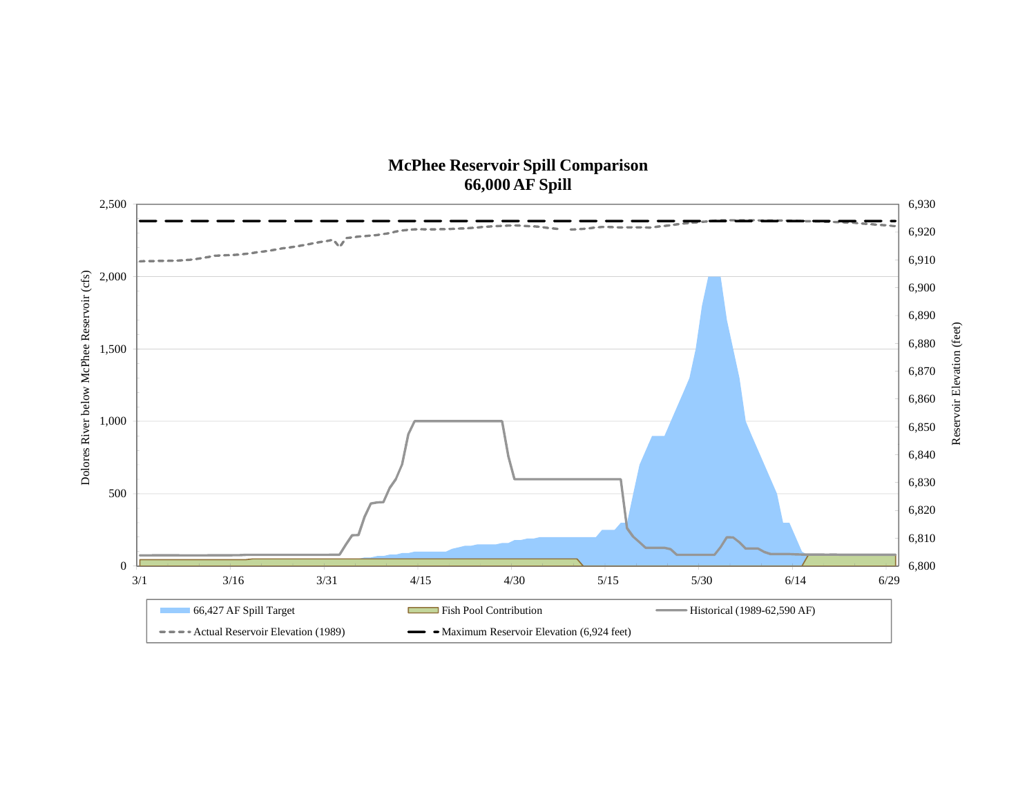## McPhee Reservoir Spill Comparison
## 66,000 AF Spill

Dolores River below McPhee Reservoir (cfs)

2,500
2,000
1,500
1,000
500
0

Reservoir Elevation (feet)

6,930
6,920
6,910
6,900
6,890
6,880
6,870
6,860
6,850
6,840
6,830
6,820
6,810
6,800

3/1 3/16 3/31 4/15 4/30 5/15 5/30 6/14 6/29

66,427 AF Spill Target
Fish Pool Contribution
Historical (1989-62,590 AF)
Actual Reservoir Elevation (1989)
Maximum Reservoir Elevation (6,924 feet)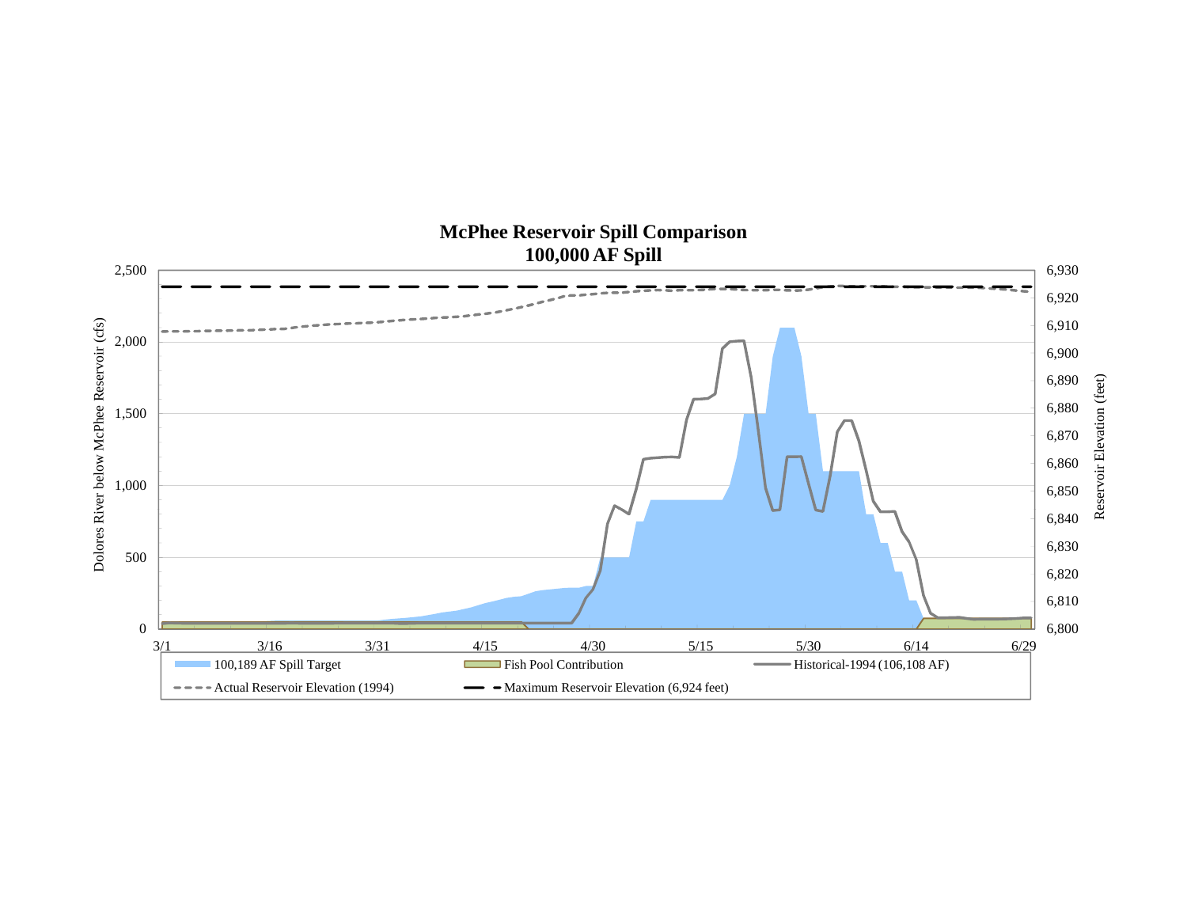## McPhee Reservoir Spill Comparison
## 100,000 AF Spill

Dolores River below McPhee Reservoir (cfs)

Reservoir Elevation (feet)

2,500 | 2,000 | 1,500 | 1,000 | 500 | 0

6,930 | 6,920 | 6,910 | 6,900 | 6,890 | 6,880 | 6,870 | 6,860 | 6,850 | 6,840 | 6,830 | 6,820 | 6,810 | 6,800

3/1 | 3/16 | 3/31 | 4/15 | 4/30 | 5/15 | 5/30 | 6/14 | 6/29

- 100,189 AF Spill Target
- Fish Pool Contribution
- Historical-1994 (106,108 AF)
- Actual Reservoir Elevation (1994)
- Maximum Reservoir Elevation (6,924 feet)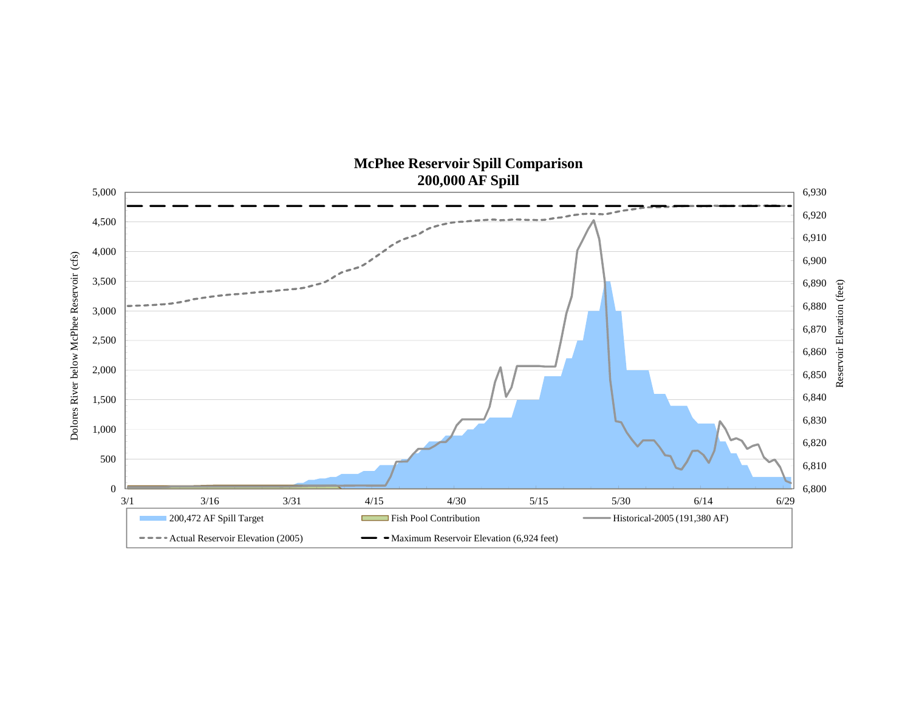**McPhee Reservoir Spill Comparison**
**200,000 AF Spill**

Dolores River below McPhee Reservoir (cfs)

5,000
4,500
4,000
3,500
3,000
2,500
2,000
1,500
1,000
500
0

Reservoir Elevation (feet)

6,930
6,920
6,910
6,900
6,890
6,880
6,870
6,860
6,850
6,840
6,830
6,820
6,810
6,800

3/1
3/16
3/31
4/15
4/30
5/15
5/30
6/14
6/29

200,472 AF Spill Target
Fish Pool Contribution
Historical-2005 (191,380 AF)
Actual Reservoir Elevation (2005)
Maximum Reservoir Elevation (6,924 feet)